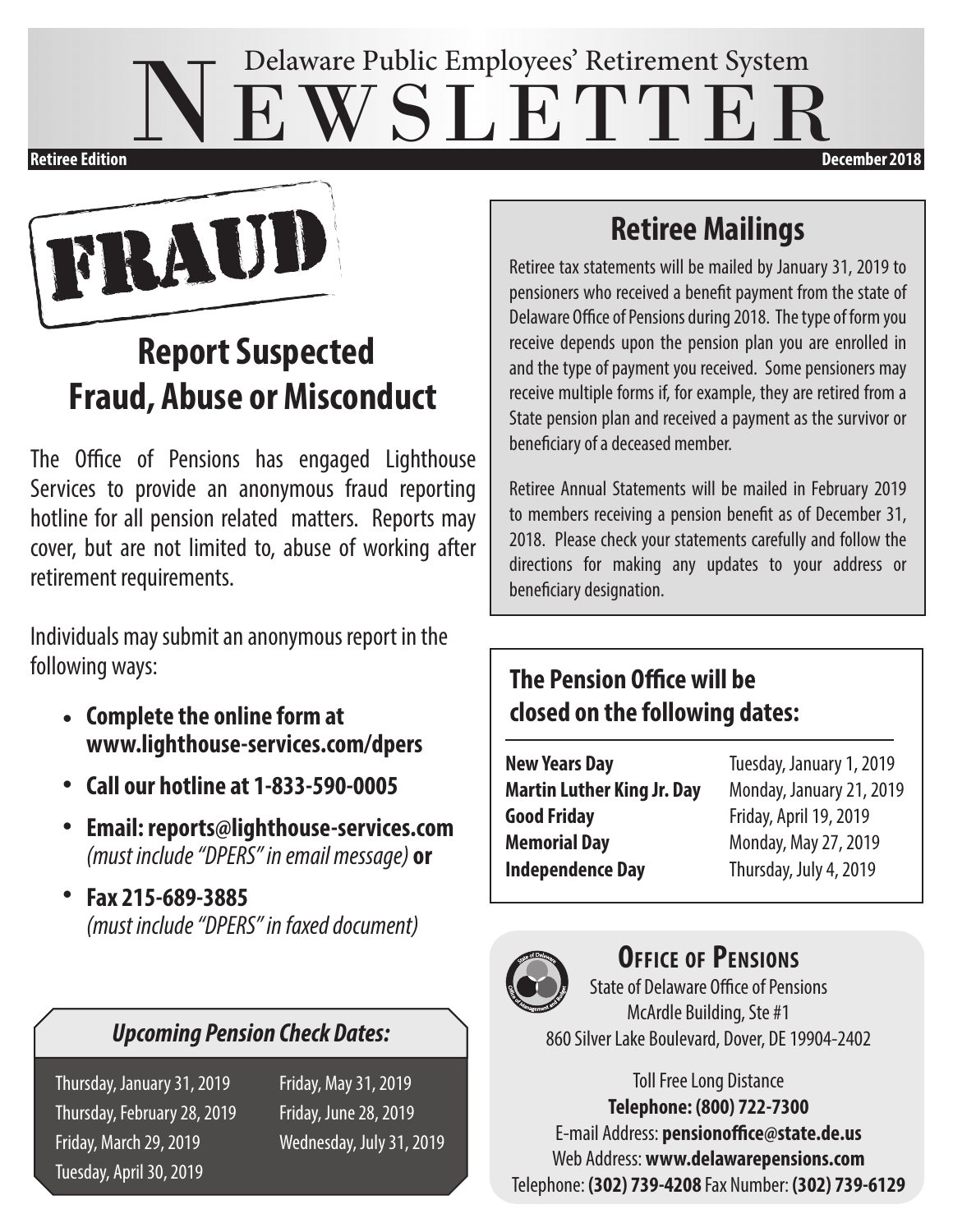# Delaware Public Employees' Retirement System NEWSLETTER

**Retiree Edition** | **December 2018**

FRAUD

## Report Suspected Fraud, Abuse or Misconduct

The Office of Pensions has engaged Lighthouse Services to provide an anonymous fraud reporting hotline for all pension related matters. Reports may cover, but are not limited to, abuse of working after retirement requirements.

Individuals may submit an anonymous report in the following ways:

- **Complete the online form at www.lighthouse-services.com/dpers**
- **Call our hotline at 1-833-590-0005**
- **Email: reports@lighthouse-services.com** *(must include "DPERS" in email message)* **or**
- **Fax 215-689-3885** *(must include "DPERS" in faxed document)*

### *Upcoming Pension Check Dates:*

| | |
|---|---|
| Thursday, January 31, 2019 | Friday, May 31, 2019 |
| Thursday, February 28, 2019 | Friday, June 28, 2019 |
| Friday, March 29, 2019 | Wednesday, July 31, 2019 |
| Tuesday, April 30, 2019 | |

## Retiree Mailings

Retiree tax statements will be mailed by January 31, 2019 to pensioners who received a benefit payment from the state of Delaware Office of Pensions during 2018. The type of form you receive depends upon the pension plan you are enrolled in and the type of payment you received. Some pensioners may receive multiple forms if, for example, they are retired from a State pension plan and received a payment as the survivor or beneficiary of a deceased member.

Retiree Annual Statements will be mailed in February 2019 to members receiving a pension benefit as of December 31, 2018. Please check your statements carefully and follow the directions for making any updates to your address or beneficiary designation.

### The Pension Office will be closed on the following dates:

| | |
|---|---|
| **New Years Day** | Tuesday, January 1, 2019 |
| **Martin Luther King Jr. Day** | Monday, January 21, 2019 |
| **Good Friday** | Friday, April 19, 2019 |
| **Memorial Day** | Monday, May 27, 2019 |
| **Independence Day** | Thursday, July 4, 2019 |

### Office of Pensions

State of Delaware Office of Pensions
McArdle Building, Ste #1
860 Silver Lake Boulevard, Dover, DE 19904-2402

Toll Free Long Distance
**Telephone: (800) 722-7300**
E-mail Address: **pensionoffice@state.de.us**
Web Address: **www.delawarepensions.com**
Telephone: **(302) 739-4208** Fax Number: **(302) 739-6129**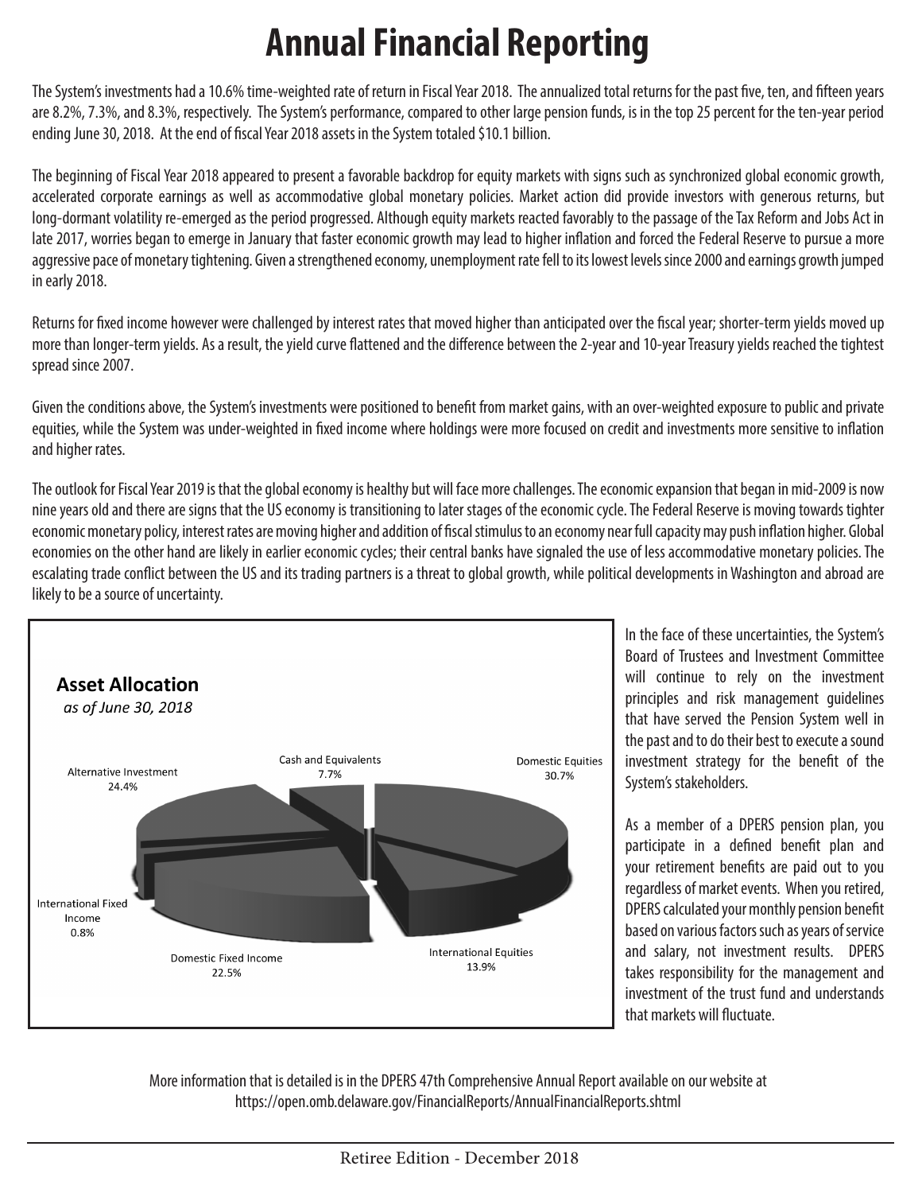# Annual Financial Reporting

The System's investments had a 10.6% time-weighted rate of return in Fiscal Year 2018. The annualized total returns for the past five, ten, and fifteen years are 8.2%, 7.3%, and 8.3%, respectively. The System's performance, compared to other large pension funds, is in the top 25 percent for the ten-year period ending June 30, 2018. At the end of fiscal Year 2018 assets in the System totaled $10.1 billion.

The beginning of Fiscal Year 2018 appeared to present a favorable backdrop for equity markets with signs such as synchronized global economic growth, accelerated corporate earnings as well as accommodative global monetary policies. Market action did provide investors with generous returns, but long-dormant volatility re-emerged as the period progressed. Although equity markets reacted favorably to the passage of the Tax Reform and Jobs Act in late 2017, worries began to emerge in January that faster economic growth may lead to higher inflation and forced the Federal Reserve to pursue a more aggressive pace of monetary tightening. Given a strengthened economy, unemployment rate fell to its lowest levels since 2000 and earnings growth jumped in early 2018.

Returns for fixed income however were challenged by interest rates that moved higher than anticipated over the fiscal year; shorter-term yields moved up more than longer-term yields. As a result, the yield curve flattened and the difference between the 2-year and 10-year Treasury yields reached the tightest spread since 2007.

Given the conditions above, the System's investments were positioned to benefit from market gains, with an over-weighted exposure to public and private equities, while the System was under-weighted in fixed income where holdings were more focused on credit and investments more sensitive to inflation and higher rates.

The outlook for Fiscal Year 2019 is that the global economy is healthy but will face more challenges. The economic expansion that began in mid-2009 is now nine years old and there are signs that the US economy is transitioning to later stages of the economic cycle. The Federal Reserve is moving towards tighter economic monetary policy, interest rates are moving higher and addition of fiscal stimulus to an economy near full capacity may push inflation higher. Global economies on the other hand are likely in earlier economic cycles; their central banks have signaled the use of less accommodative monetary policies. The escalating trade conflict between the US and its trading partners is a threat to global growth, while political developments in Washington and abroad are likely to be a source of uncertainty.

**Asset Allocation**

*as of June 30, 2018*

Cash and Equivalents 7.7%

Domestic Equities 30.7%

Alternative Investment 24.4%

International Fixed Income 0.8%

Domestic Fixed Income 22.5%

International Equities 13.9%

In the face of these uncertainties, the System's Board of Trustees and Investment Committee will continue to rely on the investment principles and risk management guidelines that have served the Pension System well in the past and to do their best to execute a sound investment strategy for the benefit of the System's stakeholders.

As a member of a DPERS pension plan, you participate in a defined benefit plan and your retirement benefits are paid out to you regardless of market events. When you retired, DPERS calculated your monthly pension benefit based on various factors such as years of service and salary, not investment results. DPERS takes responsibility for the management and investment of the trust fund and understands that markets will fluctuate.

More information that is detailed is in the DPERS 47th Comprehensive Annual Report available on our website at https://open.omb.delaware.gov/FinancialReports/AnnualFinancialReports.shtml